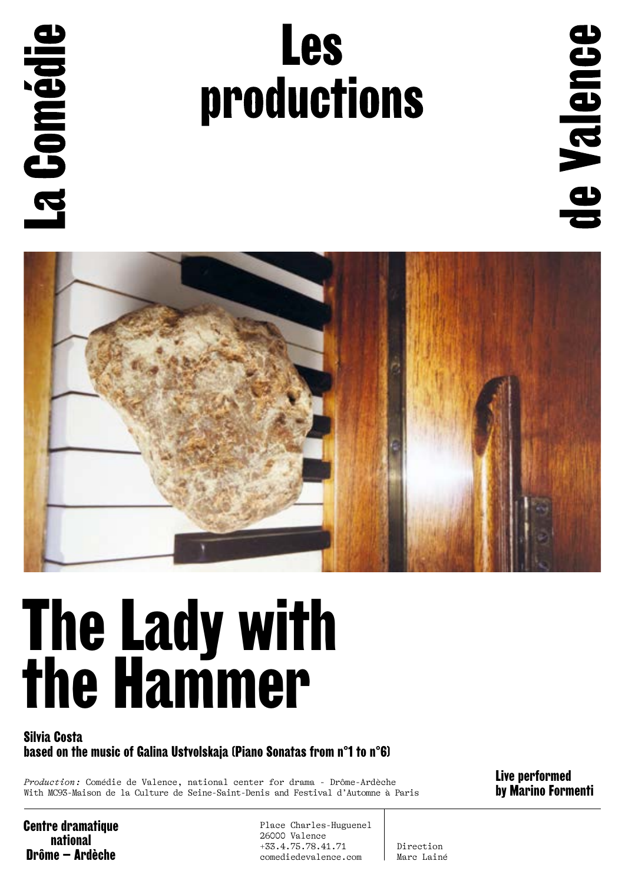La Comédie

# Les productions

de Valence

# The Lady with the Hammer

**Silvia Costa**
**based on the music of Galina Ustvolskaja (Piano Sonatas from n°1 to n°6)**

*Production:* Comédie de Valence, national center for drama - Drôme-Ardèche
With MC93-Maison de la Culture de Seine-Saint-Denis and Festival d'Automne à Paris

**Live performed by Marino Formenti**

**Centre dramatique national Drôme – Ardèche**

Place Charles-Huguenel
26000 Valence
+33.4.75.78.41.71
comediedevalence.com

Direction
Marc Lainé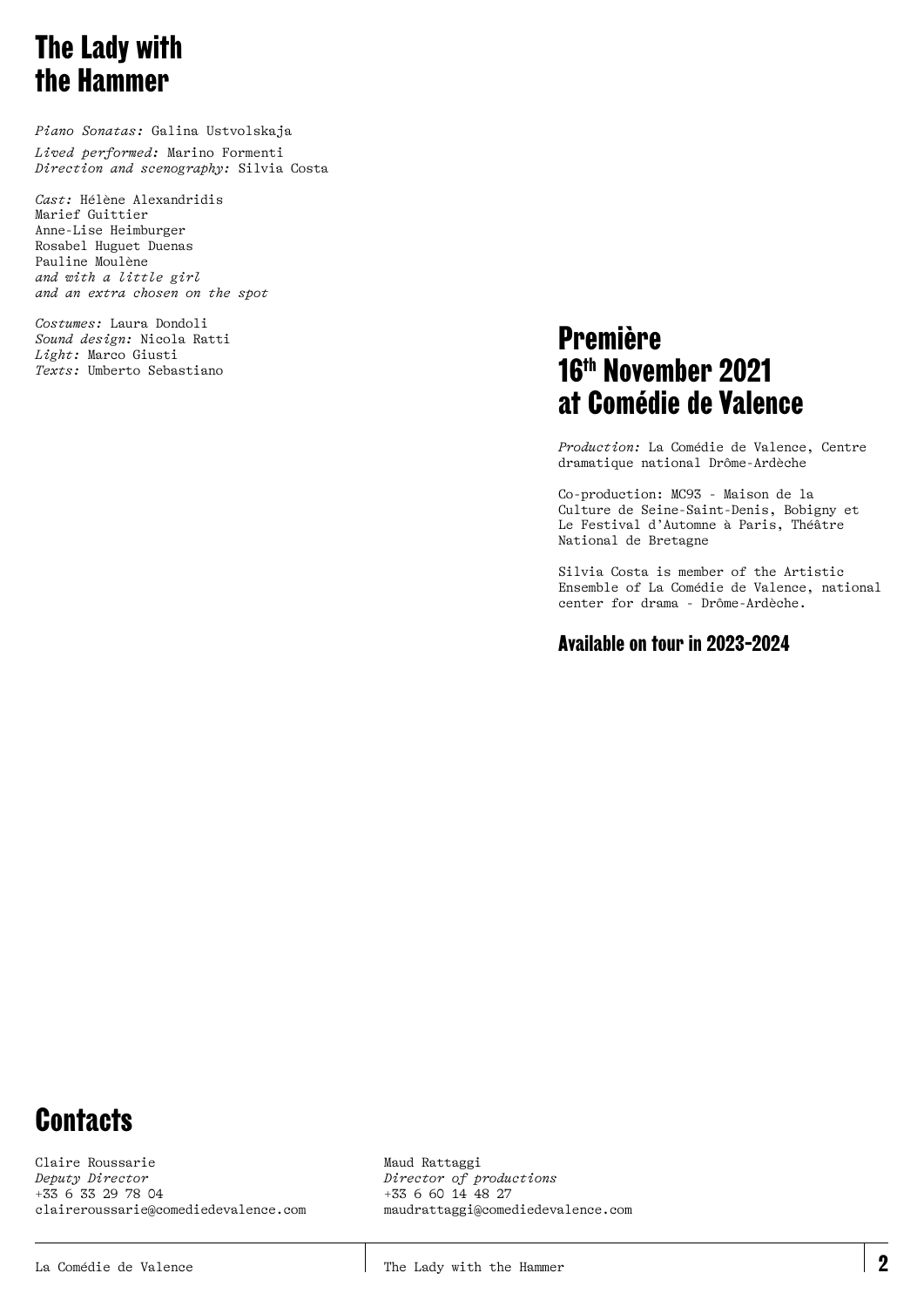# The Lady with the Hammer

*Piano Sonatas:* Galina Ustvolskaja

*Lived performed:* Marino Formenti
*Direction and scenography:* Silvia Costa

*Cast:* Hélène Alexandridis
Marief Guittier
Anne-Lise Heimburger
Rosabel Huguet Duenas
Pauline Moulène
*and with a little girl*
*and an extra chosen on the spot*

*Costumes:* Laura Dondoli
*Sound design:* Nicola Ratti
*Light:* Marco Giusti
*Texts:* Umberto Sebastiano

## Première 16th November 2021 at Comédie de Valence

*Production:* La Comédie de Valence, Centre dramatique national Drôme-Ardèche

Co-production: MC93 - Maison de la Culture de Seine-Saint-Denis, Bobigny et Le Festival d'Automne à Paris, Théâtre National de Bretagne

Silvia Costa is member of the Artistic Ensemble of La Comédie de Valence, national center for drama - Drôme-Ardèche.

### Available on tour in 2023-2024

# Contacts

Claire Roussarie
*Deputy Director*
+33 6 33 29 78 04
claireroussarie@comediedevalence.com

Maud Rattaggi
*Director of productions*
+33 6 60 14 48 27
maudrattaggi@comediedevalence.com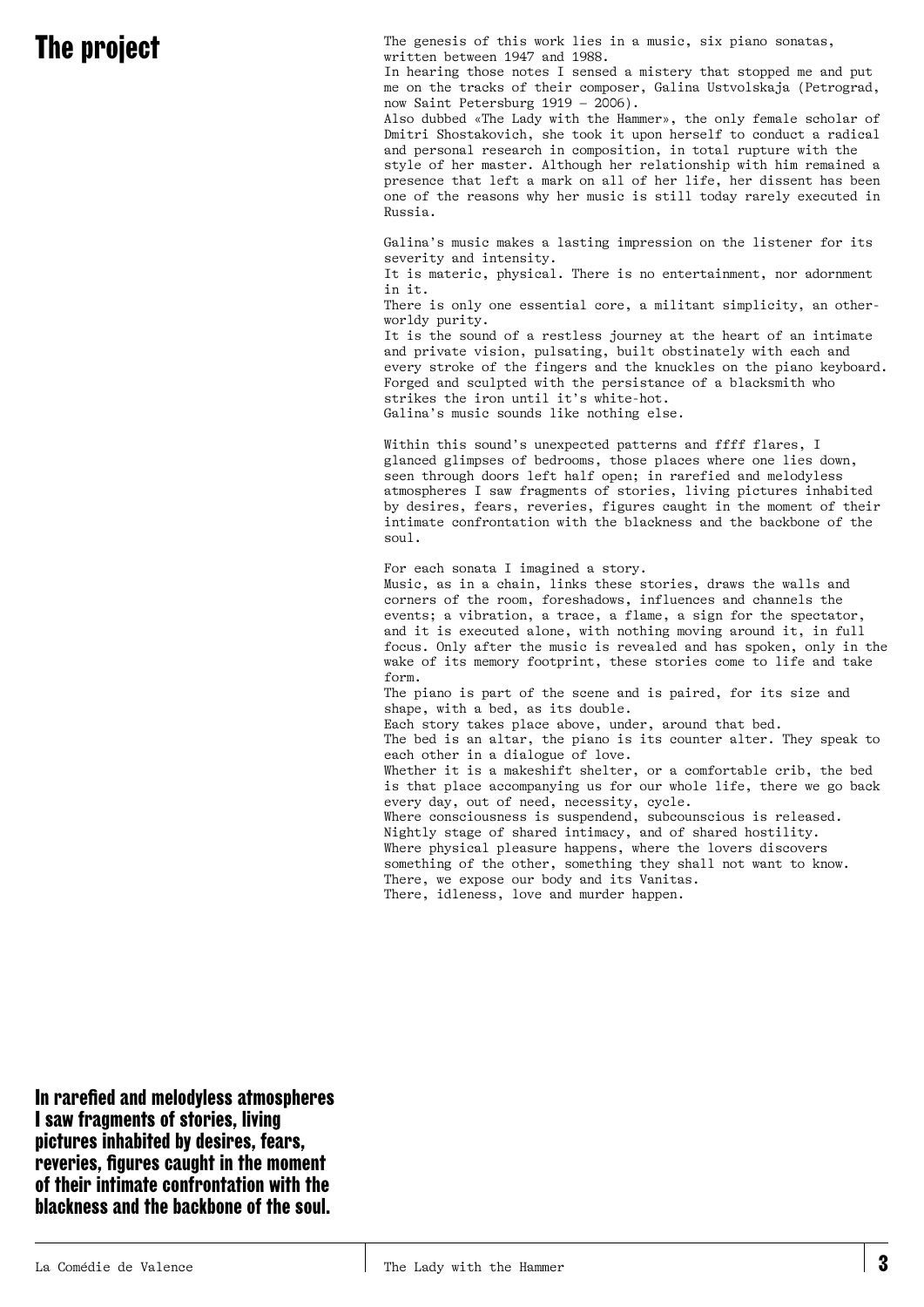# The project

The genesis of this work lies in a music, six piano sonatas, written between 1947 and 1988.
In hearing those notes I sensed a mistery that stopped me and put me on the tracks of their composer, Galina Ustvolskaja (Petrograd, now Saint Petersburg 1919 – 2006).
Also dubbed «The Lady with the Hammer», the only female scholar of Dmitri Shostakovich, she took it upon herself to conduct a radical and personal research in composition, in total rupture with the style of her master. Although her relationship with him remained a presence that left a mark on all of her life, her dissent has been one of the reasons why her music is still today rarely executed in Russia.

Galina's music makes a lasting impression on the listener for its severity and intensity.
It is materic, physical. There is no entertainment, nor adornment in it.
There is only one essential core, a militant simplicity, an other-worldy purity.
It is the sound of a restless journey at the heart of an intimate and private vision, pulsating, built obstinately with each and every stroke of the fingers and the knuckles on the piano keyboard. Forged and sculpted with the persistance of a blacksmith who strikes the iron until it's white-hot.
Galina's music sounds like nothing else.

Within this sound's unexpected patterns and ffff flares, I glanced glimpses of bedrooms, those places where one lies down, seen through doors left half open; in rarefied and melodyless atmospheres I saw fragments of stories, living pictures inhabited by desires, fears, reveries, figures caught in the moment of their intimate confrontation with the blackness and the backbone of the soul.

For each sonata I imagined a story.
Music, as in a chain, links these stories, draws the walls and corners of the room, foreshadows, influences and channels the events; a vibration, a trace, a flame, a sign for the spectator, and it is executed alone, with nothing moving around it, in full focus. Only after the music is revealed and has spoken, only in the wake of its memory footprint, these stories come to life and take form.
The piano is part of the scene and is paired, for its size and shape, with a bed, as its double.
Each story takes place above, under, around that bed.
The bed is an altar, the piano is its counter alter. They speak to each other in a dialogue of love.
Whether it is a makeshift shelter, or a comfortable crib, the bed is that place accompanying us for our whole life, there we go back every day, out of need, necessity, cycle.
Where consciousness is suspendend, subcounscious is released.
Nightly stage of shared intimacy, and of shared hostility.
Where physical pleasure happens, where the lovers discovers something of the other, something they shall not want to know.
There, we expose our body and its Vanitas.
There, idleness, love and murder happen.

**In rarefied and melodyless atmospheres I saw fragments of stories, living pictures inhabited by desires, fears, reveries, figures caught in the moment of their intimate confrontation with the blackness and the backbone of the soul.**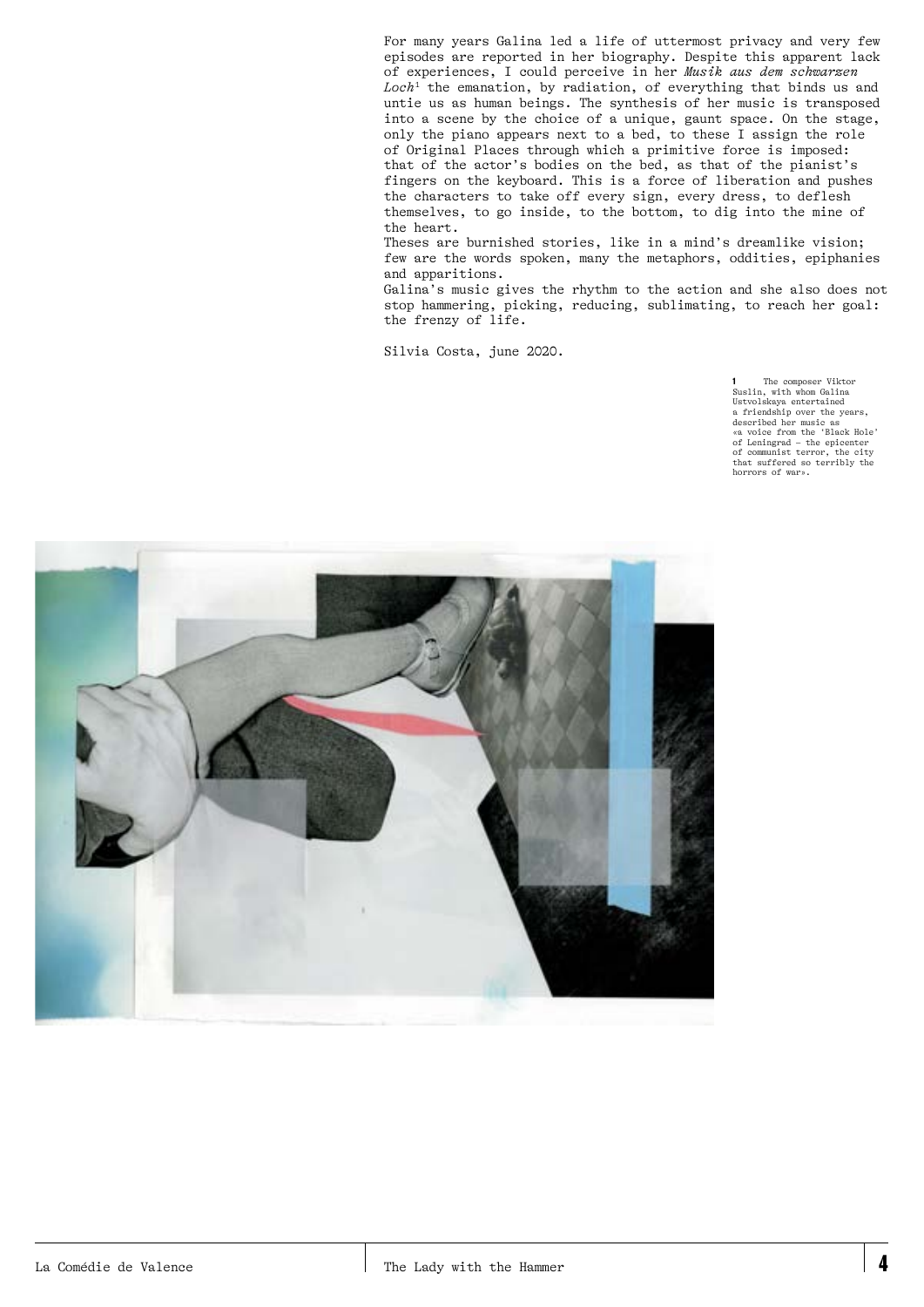For many years Galina led a life of uttermost privacy and very few episodes are reported in her biography. Despite this apparent lack of experiences, I could perceive in her *Musik aus dem schwarzen Loch*[1] the emanation, by radiation, of everything that binds us and untie us as human beings. The synthesis of her music is transposed into a scene by the choice of a unique, gaunt space. On the stage, only the piano appears next to a bed, to these I assign the role of Original Places through which a primitive force is imposed: that of the actor's bodies on the bed, as that of the pianist's fingers on the keyboard. This is a force of liberation and pushes the characters to take off every sign, every dress, to deflesh themselves, to go inside, to the bottom, to dig into the mine of the heart.

Theses are burnished stories, like in a mind's dreamlike vision; few are the words spoken, many the metaphors, oddities, epiphanies and apparitions.

Galina's music gives the rhythm to the action and she also does not stop hammering, picking, reducing, sublimating, to reach her goal: the frenzy of life.

Silvia Costa, june 2020.

1 The composer Viktor Suslin, with whom Galina Ustvolskaya entertained a friendship over the years, described her music as «a voice from the 'Black Hole' of Leningrad – the epicenter of communist terror, the city that suffered so terribly the horrors of war».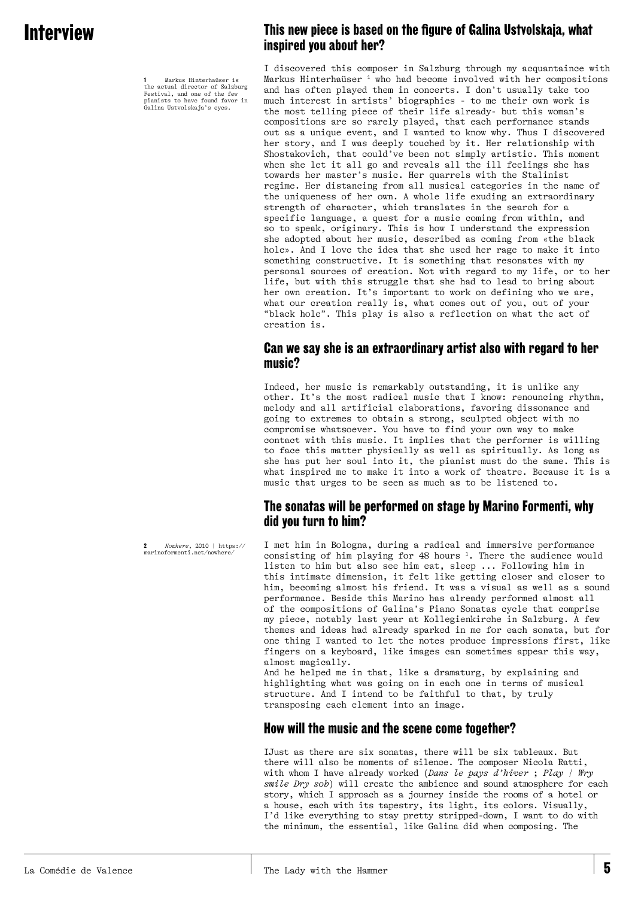# Interview

## This new piece is based on the figure of Galina Ustvolskaja, what inspired you about her?

I discovered this composer in Salzburg through my acquantaince with Markus Hinterhaüser [1] who had become involved with her compositions and has often played them in concerts. I don't usually take too much interest in artists' biographies - to me their own work is the most telling piece of their life already- but this woman's compositions are so rarely played, that each performance stands out as a unique event, and I wanted to know why. Thus I discovered her story, and I was deeply touched by it. Her relationship with Shostakovich, that could've been not simply artistic. This moment when she let it all go and reveals all the ill feelings she has towards her master's music. Her quarrels with the Stalinist regime. Her distancing from all musical categories in the name of the uniqueness of her own. A whole life exuding an extraordinary strength of character, which translates in the search for a specific language, a quest for a music coming from within, and so to speak, originary. This is how I understand the expression she adopted about her music, described as coming from «the black hole». And I love the idea that she used her rage to make it into something constructive. It is something that resonates with my personal sources of creation. Not with regard to my life, or to her life, but with this struggle that she had to lead to bring about her own creation. It's important to work on defining who we are, what our creation really is, what comes out of you, out of your "black hole". This play is also a reflection on what the act of creation is.

1 Markus Hinterhaüser is the actual director of Salzburg Festival, and one of the few pianists to have found favor in Galina Ustvolskaja's eyes.

## Can we say she is an extraordinary artist also with regard to her music?

Indeed, her music is remarkably outstanding, it is unlike any other. It's the most radical music that I know: renouncing rhythm, melody and all artificial elaborations, favoring dissonance and going to extremes to obtain a strong, sculpted object with no compromise whatsoever. You have to find your own way to make contact with this music. It implies that the performer is willing to face this matter physically as well as spiritually. As long as she has put her soul into it, the pianist must do the same. This is what inspired me to make it into a work of theatre. Because it is a music that urges to be seen as much as to be listened to.

## The sonatas will be performed on stage by Marino Formenti, why did you turn to him?

I met him in Bologna, during a radical and immersive performance consisting of him playing for 48 hours [1]. There the audience would listen to him but also see him eat, sleep ... Following him in this intimate dimension, it felt like getting closer and closer to him, becoming almost his friend. It was a visual as well as a sound performance. Beside this Marino has already performed almost all of the compositions of Galina's Piano Sonatas cycle that comprise my piece, notably last year at Kollegienkirche in Salzburg. A few themes and ideas had already sparked in me for each sonata, but for one thing I wanted to let the notes produce impressions first, like fingers on a keyboard, like images can sometimes appear this way, almost magically.
And he helped me in that, like a dramaturg, by explaining and highlighting what was going on in each one in terms of musical structure. And I intend to be faithful to that, by truly transposing each element into an image.

2 *Nowhere*, 2010 | https://marinoformenti.net/nowhere/

## How will the music and the scene come together?

IJust as there are six sonatas, there will be six tableaux. But there will also be moments of silence. The composer Nicola Ratti, with whom I have already worked (*Dans le pays d'hiver* ; *Play / Wry smile Dry sob*) will create the ambience and sound atmosphere for each story, which I approach as a journey inside the rooms of a hotel or a house, each with its tapestry, its light, its colors. Visually, I'd like everything to stay pretty stripped-down, I want to do with the minimum, the essential, like Galina did when composing. The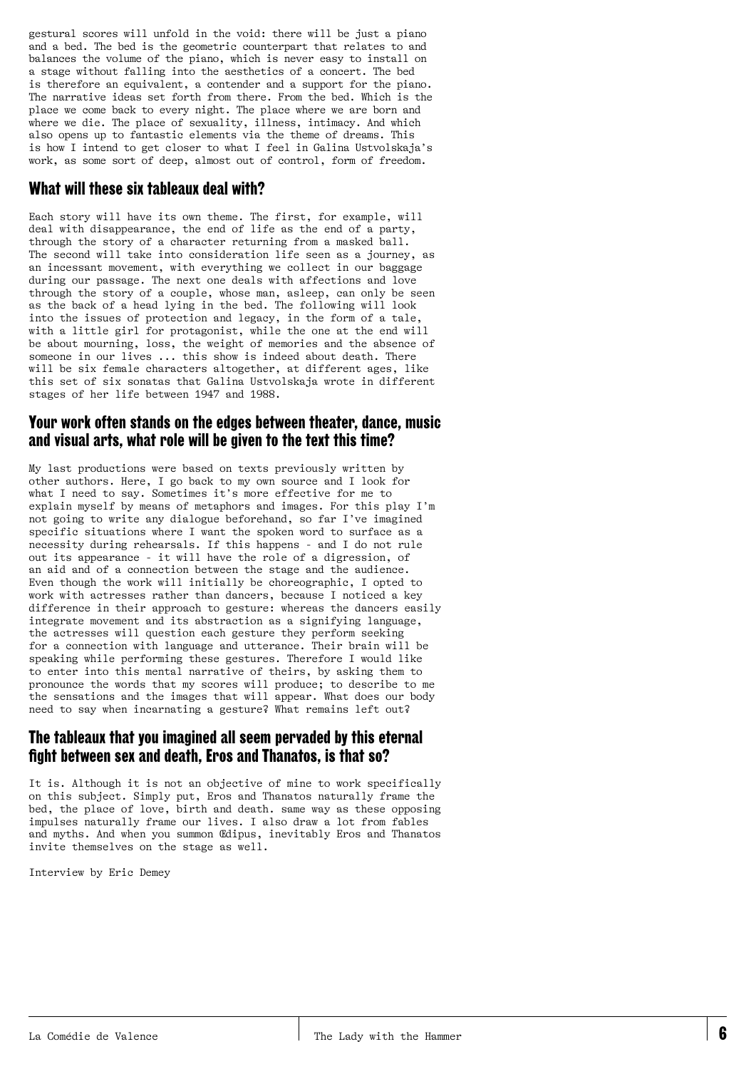gestural scores will unfold in the void: there will be just a piano and a bed. The bed is the geometric counterpart that relates to and balances the volume of the piano, which is never easy to install on a stage without falling into the aesthetics of a concert. The bed is therefore an equivalent, a contender and a support for the piano. The narrative ideas set forth from there. From the bed. Which is the place we come back to every night. The place where we are born and where we die. The place of sexuality, illness, intimacy. And which also opens up to fantastic elements via the theme of dreams. This is how I intend to get closer to what I feel in Galina Ustvolskaja's work, as some sort of deep, almost out of control, form of freedom.

## What will these six tableaux deal with?

Each story will have its own theme. The first, for example, will deal with disappearance, the end of life as the end of a party, through the story of a character returning from a masked ball. The second will take into consideration life seen as a journey, as an incessant movement, with everything we collect in our baggage during our passage. The next one deals with affections and love through the story of a couple, whose man, asleep, can only be seen as the back of a head lying in the bed. The following will look into the issues of protection and legacy, in the form of a tale, with a little girl for protagonist, while the one at the end will be about mourning, loss, the weight of memories and the absence of someone in our lives ... this show is indeed about death. There will be six female characters altogether, at different ages, like this set of six sonatas that Galina Ustvolskaja wrote in different stages of her life between 1947 and 1988.

## Your work often stands on the edges between theater, dance, music and visual arts, what role will be given to the text this time?

My last productions were based on texts previously written by other authors. Here, I go back to my own source and I look for what I need to say. Sometimes it's more effective for me to explain myself by means of metaphors and images. For this play I'm not going to write any dialogue beforehand, so far I've imagined specific situations where I want the spoken word to surface as a necessity during rehearsals. If this happens - and I do not rule out its appearance - it will have the role of a digression, of an aid and of a connection between the stage and the audience. Even though the work will initially be choreographic, I opted to work with actresses rather than dancers, because I noticed a key difference in their approach to gesture: whereas the dancers easily integrate movement and its abstraction as a signifying language, the actresses will question each gesture they perform seeking for a connection with language and utterance. Their brain will be speaking while performing these gestures. Therefore I would like to enter into this mental narrative of theirs, by asking them to pronounce the words that my scores will produce; to describe to me the sensations and the images that will appear. What does our body need to say when incarnating a gesture? What remains left out?

## The tableaux that you imagined all seem pervaded by this eternal fight between sex and death, Eros and Thanatos, is that so?

It is. Although it is not an objective of mine to work specifically on this subject. Simply put, Eros and Thanatos naturally frame the bed, the place of love, birth and death. same way as these opposing impulses naturally frame our lives. I also draw a lot from fables and myths. And when you summon Œdipus, inevitably Eros and Thanatos invite themselves on the stage as well.

Interview by Eric Demey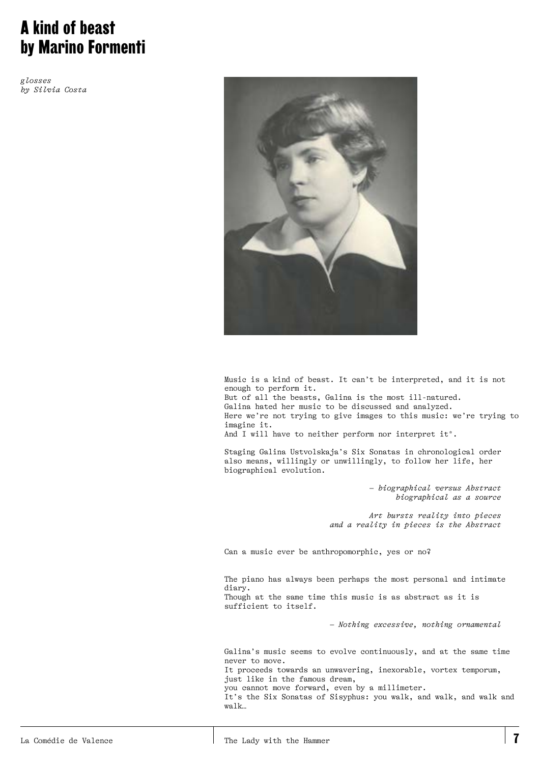# A kind of beast by Marino Formenti

*glosses*
*by Silvia Costa*

Music is a kind of beast. It can't be interpreted, and it is not enough to perform it.
But of all the beasts, Galina is the most ill-natured.
Galina hated her music to be discussed and analyzed.
Here we're not trying to give images to this music: we're trying to imagine it.
And I will have to neither perform nor interpret it*.

Staging Galina Ustvolskaja's Six Sonatas in chronological order also means, willingly or unwillingly, to follow her life, her biographical evolution.

*– biographical versus Abstract*
*biographical as a source*

*Art bursts reality into pieces*
*and a reality in pieces is the Abstract*

Can a music ever be anthropomorphic, yes or no?

The piano has always been perhaps the most personal and intimate diary.
Though at the same time this music is as abstract as it is sufficient to itself.

*– Nothing excessive, nothing ornamental*

Galina's music seems to evolve continuously, and at the same time never to move.
It proceeds towards an unwavering, inexorable, vortex temporum, just like in the famous dream,
you cannot move forward, even by a millimeter.
It's the Six Sonatas of Sisyphus: you walk, and walk, and walk and walk…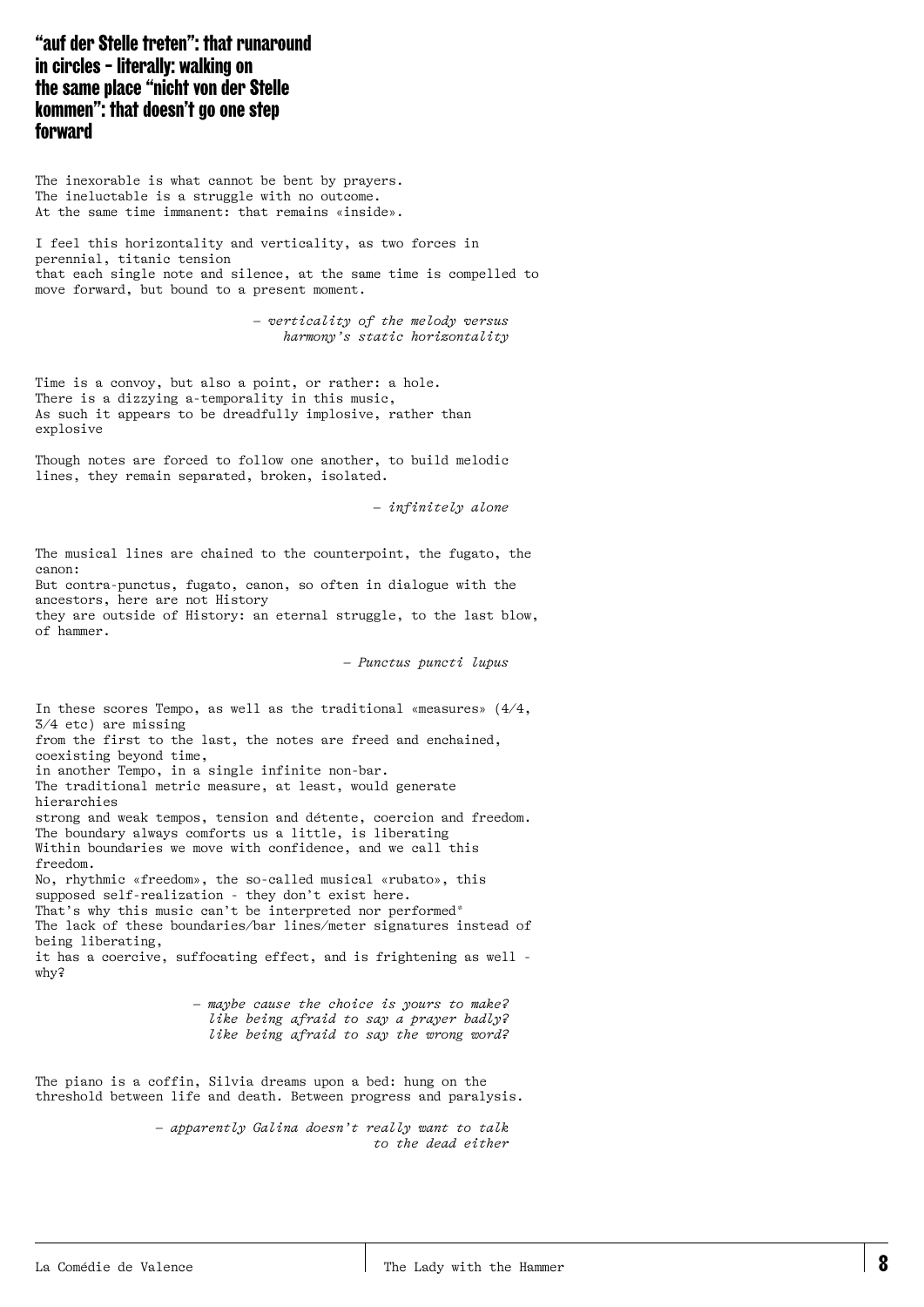## "auf der Stelle treten": that runaround in circles - literally: walking on the same place "nicht von der Stelle kommen": that doesn't go one step forward

The inexorable is what cannot be bent by prayers.
The ineluctable is a struggle with no outcome.
At the same time immanent: that remains «inside».

I feel this horizontality and verticality, as two forces in perennial, titanic tension
that each single note and silence, at the same time is compelled to move forward, but bound to a present moment.

> *– verticality of the melody versus harmony's static horizontality*

Time is a convoy, but also a point, or rather: a hole.
There is a dizzying a-temporality in this music,
As such it appears to be dreadfully implosive, rather than explosive

Though notes are forced to follow one another, to build melodic lines, they remain separated, broken, isolated.

> *– infinitely alone*

The musical lines are chained to the counterpoint, the fugato, the canon:
But contra-punctus, fugato, canon, so often in dialogue with the ancestors, here are not History
they are outside of History: an eternal struggle, to the last blow, of hammer.

> *– Punctus puncti lupus*

In these scores Tempo, as well as the traditional «measures» (4/4, 3/4 etc) are missing
from the first to the last, the notes are freed and enchained, coexisting beyond time,
in another Tempo, in a single infinite non-bar.
The traditional metric measure, at least, would generate hierarchies
strong and weak tempos, tension and détente, coercion and freedom.
The boundary always comforts us a little, is liberating
Within boundaries we move with confidence, and we call this freedom.
No, rhythmic «freedom», the so-called musical «rubato», this supposed self-realization - they don't exist here.
That's why this music can't be interpreted nor performed*
The lack of these boundaries/bar lines/meter signatures instead of being liberating,
it has a coercive, suffocating effect, and is frightening as well - why?

> *– maybe cause the choice is yours to make?*
> *like being afraid to say a prayer badly?*
> *like being afraid to say the wrong word?*

The piano is a coffin, Silvia dreams upon a bed: hung on the threshold between life and death. Between progress and paralysis.

> *– apparently Galina doesn't really want to talk to the dead either*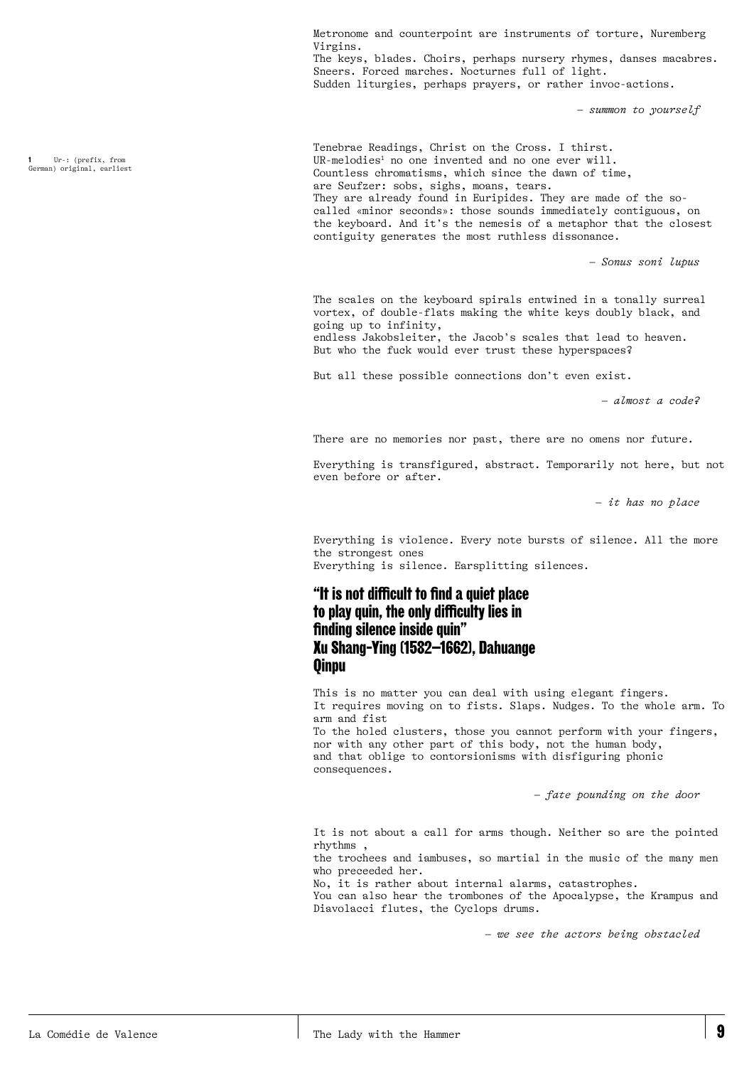Metronome and counterpoint are instruments of torture, Nuremberg Virgins.
The keys, blades. Choirs, perhaps nursery rhymes, danses macabres.
Sneers. Forced marches. Nocturnes full of light.
Sudden liturgies, perhaps prayers, or rather invoc-actions.

*– summon to yourself*

Tenebrae Readings, Christ on the Cross. I thirst.
UR-melodies[1] no one invented and no one ever will.
Countless chromatisms, which since the dawn of time,
are Seufzer: sobs, sighs, moans, tears.
They are already found in Euripides. They are made of the so-called «minor seconds»: those sounds immediately contiguous, on the keyboard. And it's the nemesis of a metaphor that the closest contiguity generates the most ruthless dissonance.

*– Sonus soni lupus*

The scales on the keyboard spirals entwined in a tonally surreal vortex, of double-flats making the white keys doubly black, and going up to infinity,
endless Jakobsleiter, the Jacob's scales that lead to heaven.
But who the fuck would ever trust these hyperspaces?

But all these possible connections don't even exist.

*– almost a code?*

There are no memories nor past, there are no omens nor future.

Everything is transfigured, abstract. Temporarily not here, but not even before or after.

*– it has no place*

Everything is violence. Every note bursts of silence. All the more the strongest ones
Everything is silence. Earsplitting silences.

## "It is not difficult to find a quiet place to play quin, the only difficulty lies in finding silence inside quin" Xu Shang-Ying (1582–1662), Dahuange Qinpu

This is no matter you can deal with using elegant fingers.
It requires moving on to fists. Slaps. Nudges. To the whole arm. To arm and fist
To the holed clusters, those you cannot perform with your fingers, nor with any other part of this body, not the human body,
and that oblige to contorsionisms with disfiguring phonic consequences.

*– fate pounding on the door*

It is not about a call for arms though. Neither so are the pointed rhythms ,
the trochees and iambuses, so martial in the music of the many men who preceeded her.
No, it is rather about internal alarms, catastrophes.
You can also hear the trombones of the Apocalypse, the Krampus and Diavolacci flutes, the Cyclops drums.

*– we see the actors being obstacled*

[1] Ur-: (prefix, from German) original, earliest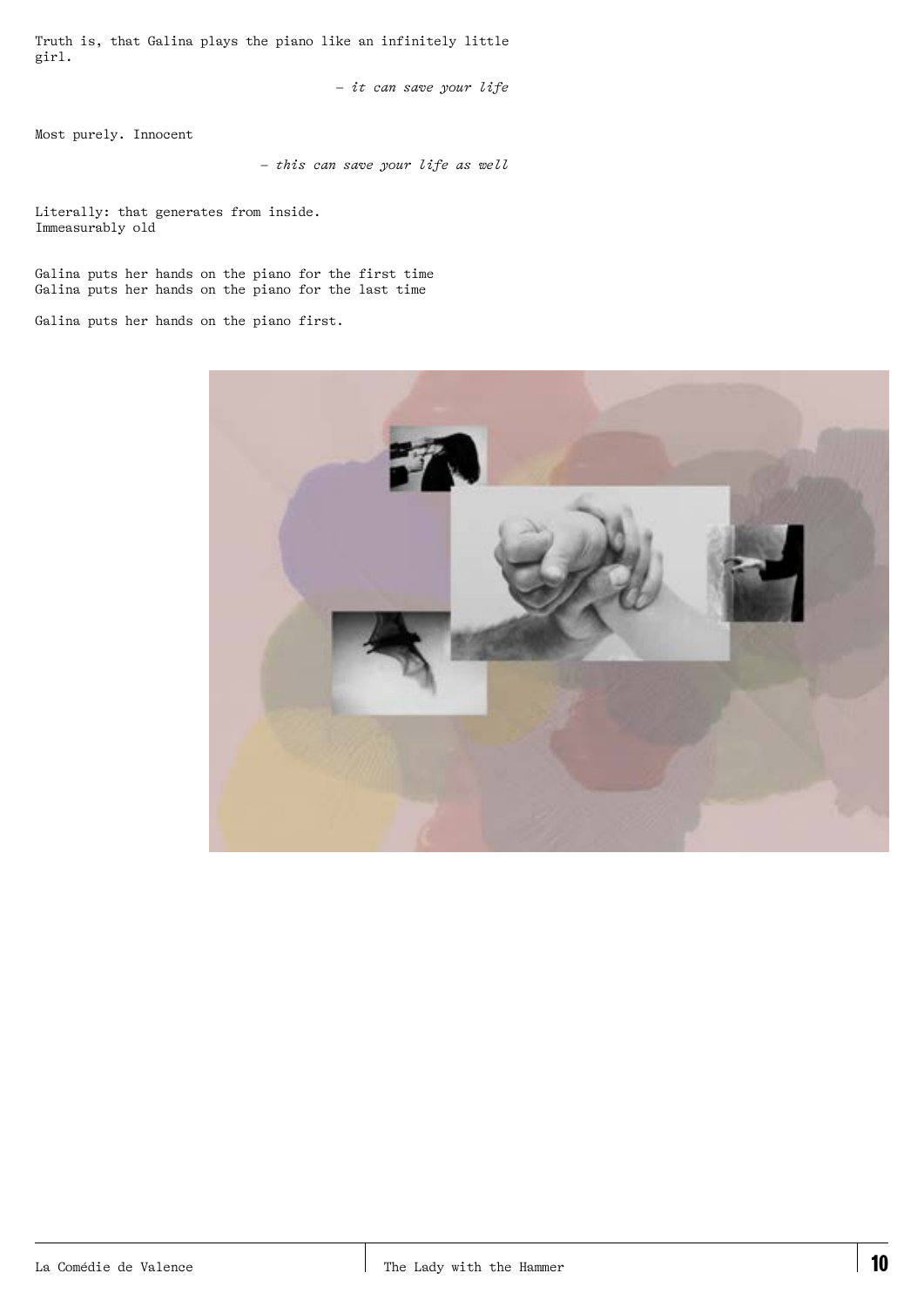Truth is, that Galina plays the piano like an infinitely little girl.

*– it can save your life*

Most purely. Innocent

*– this can save your life as well*

Literally: that generates from inside.
Immeasurably old

Galina puts her hands on the piano for the first time
Galina puts her hands on the piano for the last time

Galina puts her hands on the piano first.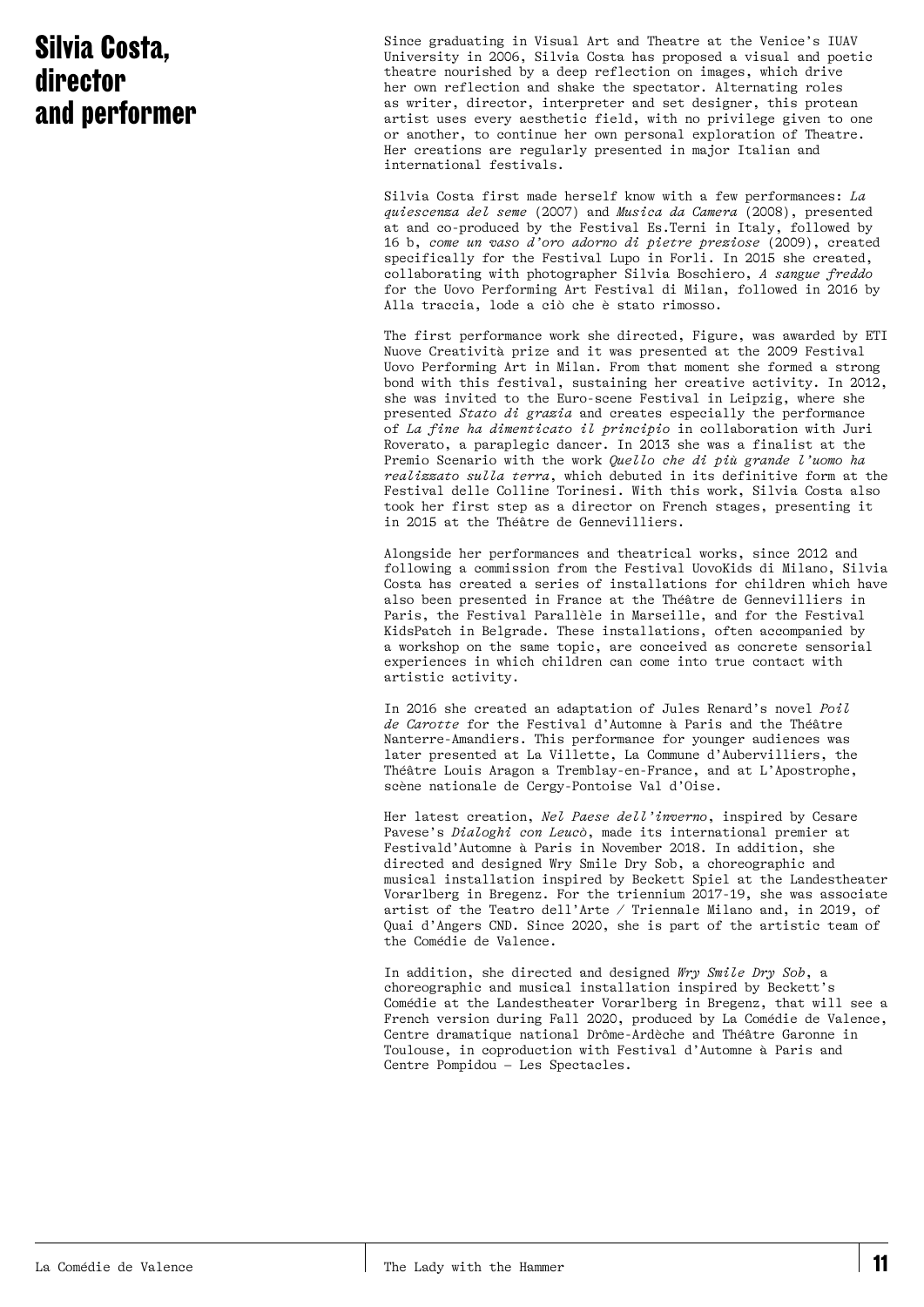# Silvia Costa, director and performer

Since graduating in Visual Art and Theatre at the Venice's IUAV University in 2006, Silvia Costa has proposed a visual and poetic theatre nourished by a deep reflection on images, which drive her own reflection and shake the spectator. Alternating roles as writer, director, interpreter and set designer, this protean artist uses every aesthetic field, with no privilege given to one or another, to continue her own personal exploration of Theatre. Her creations are regularly presented in major Italian and international festivals.

Silvia Costa first made herself know with a few performances: *La quiescenza del seme* (2007) and *Musica da Camera* (2008), presented at and co-produced by the Festival Es.Terni in Italy, followed by 16 b, *come un vaso d'oro adorno di pietre preziose* (2009), created specifically for the Festival Lupo in Forlì. In 2015 she created, collaborating with photographer Silvia Boschiero, *A sangue freddo* for the Uovo Performing Art Festival di Milan, followed in 2016 by Alla traccia, lode a ciò che è stato rimosso.

The first performance work she directed, Figure, was awarded by ETI Nuove Creatività prize and it was presented at the 2009 Festival Uovo Performing Art in Milan. From that moment she formed a strong bond with this festival, sustaining her creative activity. In 2012, she was invited to the Euro-scene Festival in Leipzig, where she presented *Stato di grazia* and creates especially the performance of *La fine ha dimenticato il principio* in collaboration with Juri Roverato, a paraplegic dancer. In 2013 she was a finalist at the Premio Scenario with the work *Quello che di più grande l'uomo ha realizzato sulla terra*, which debuted in its definitive form at the Festival delle Colline Torinesi. With this work, Silvia Costa also took her first step as a director on French stages, presenting it in 2015 at the Théâtre de Gennevilliers.

Alongside her performances and theatrical works, since 2012 and following a commission from the Festival UovoKids di Milano, Silvia Costa has created a series of installations for children which have also been presented in France at the Théâtre de Gennevilliers in Paris, the Festival Parallèle in Marseille, and for the Festival KidsPatch in Belgrade. These installations, often accompanied by a workshop on the same topic, are conceived as concrete sensorial experiences in which children can come into true contact with artistic activity.

In 2016 she created an adaptation of Jules Renard's novel *Poil de Carotte* for the Festival d'Automne à Paris and the Théâtre Nanterre-Amandiers. This performance for younger audiences was later presented at La Villette, La Commune d'Aubervilliers, the Théâtre Louis Aragon a Tremblay-en-France, and at L'Apostrophe, scène nationale de Cergy-Pontoise Val d'Oise.

Her latest creation, *Nel Paese dell'inverno*, inspired by Cesare Pavese's *Dialoghi con Leucò*, made its international premier at Festivald'Automne à Paris in November 2018. In addition, she directed and designed Wry Smile Dry Sob, a choreographic and musical installation inspired by Beckett Spiel at the Landestheater Vorarlberg in Bregenz. For the triennium 2017-19, she was associate artist of the Teatro dell'Arte / Triennale Milano and, in 2019, of Quai d'Angers CND. Since 2020, she is part of the artistic team of the Comédie de Valence.

In addition, she directed and designed *Wry Smile Dry Sob*, a choreographic and musical installation inspired by Beckett's Comédie at the Landestheater Vorarlberg in Bregenz, that will see a French version during Fall 2020, produced by La Comédie de Valence, Centre dramatique national Drôme-Ardèche and Théâtre Garonne in Toulouse, in coproduction with Festival d'Automne à Paris and Centre Pompidou – Les Spectacles.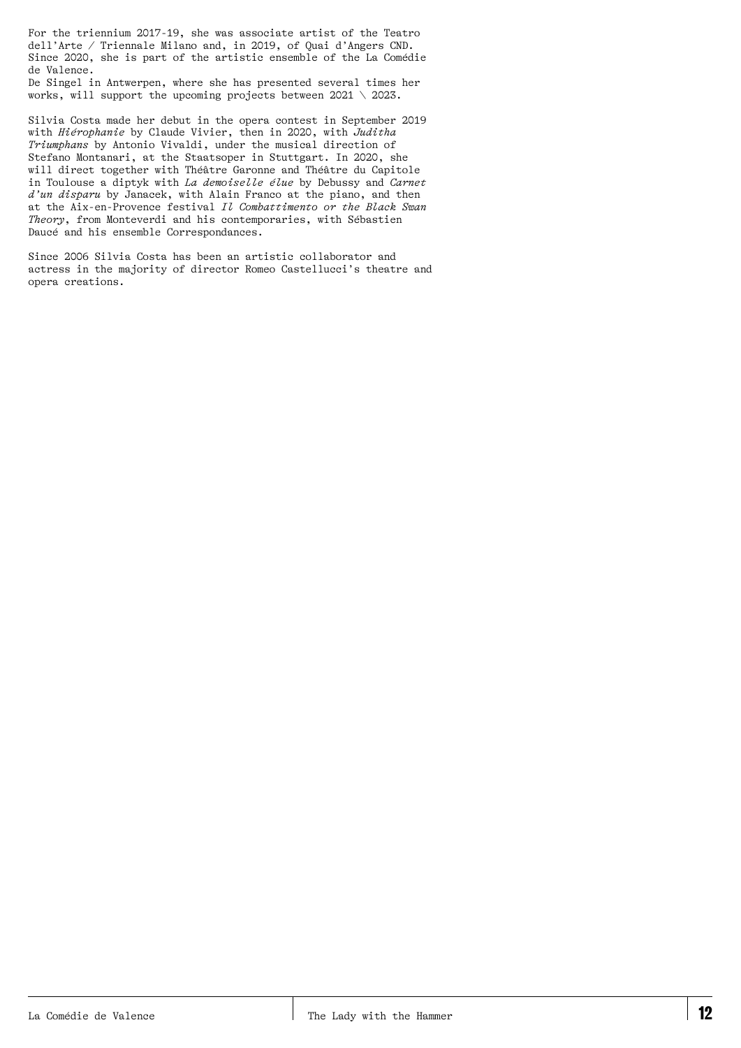For the triennium 2017-19, she was associate artist of the Teatro dell'Arte / Triennale Milano and, in 2019, of Quai d'Angers CND. Since 2020, she is part of the artistic ensemble of the La Comédie de Valence.
De Singel in Antwerpen, where she has presented several times her works, will support the upcoming projects between 2021 \ 2023.

Silvia Costa made her debut in the opera contest in September 2019 with *Hiérophanie* by Claude Vivier, then in 2020, with *Juditha Triumphans* by Antonio Vivaldi, under the musical direction of Stefano Montanari, at the Staatsoper in Stuttgart. In 2020, she will direct together with Théâtre Garonne and Théâtre du Capitole in Toulouse a diptyk with *La demoiselle élue* by Debussy and *Carnet d'un disparu* by Janacek, with Alain Franco at the piano, and then at the Aix-en-Provence festival *Il Combattimento or the Black Swan Theory*, from Monteverdi and his contemporaries, with Sébastien Daucé and his ensemble Correspondances.

Since 2006 Silvia Costa has been an artistic collaborator and actress in the majority of director Romeo Castellucci's theatre and opera creations.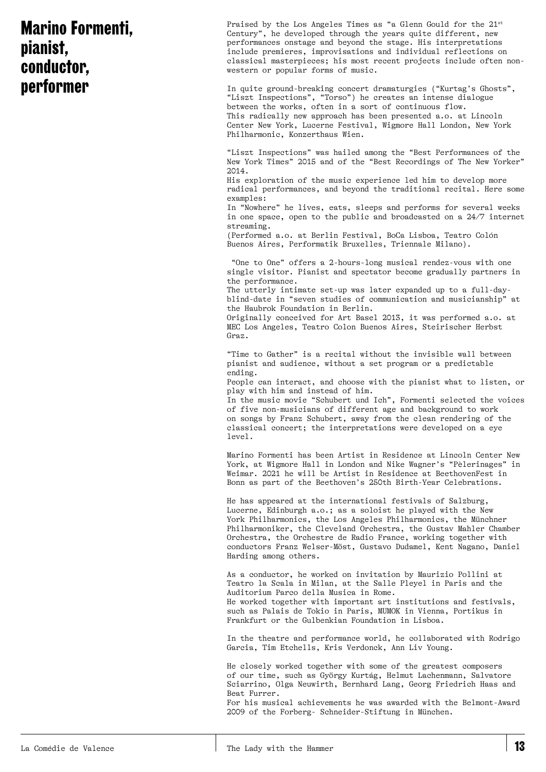# Marino Formenti, pianist, conductor, performer

Praised by the Los Angeles Times as "a Glenn Gould for the 21st Century", he developed through the years quite different, new performances onstage and beyond the stage. His interpretations include premieres, improvisations and individual reflections on classical masterpieces; his most recent projects include often non-western or popular forms of music.

In quite ground-breaking concert dramaturgies ("Kurtag's Ghosts", "Liszt Inspections", "Torso") he creates an intense dialogue between the works, often in a sort of continuous flow.
This radically new approach has been presented a.o. at Lincoln Center New York, Lucerne Festival, Wigmore Hall London, New York Philharmonic, Konzerthaus Wien.

"Liszt Inspections" was hailed among the "Best Performances of the New York Times" 2015 and of the "Best Recordings of The New Yorker" 2014.
His exploration of the music experience led him to develop more radical performances, and beyond the traditional recital. Here some examples:
In "Nowhere" he lives, eats, sleeps and performs for several weeks in one space, open to the public and broadcasted on a 24/7 internet streaming.
(Performed a.o. at Berlin Festival, BoCa Lisboa, Teatro Colón Buenos Aires, Performatik Bruxelles, Triennale Milano).

"One to One" offers a 2-hours-long musical rendez-vous with one single visitor. Pianist and spectator become gradually partners in the performance.
The utterly intimate set-up was later expanded up to a full-day-blind-date in "seven studies of communication and musicianship" at the Haubrok Foundation in Berlin.
Originally conceived for Art Basel 2013, it was performed a.o. at MEC Los Angeles, Teatro Colon Buenos Aires, Steirischer Herbst Graz.

"Time to Gather" is a recital without the invisible wall between pianist and audience, without a set program or a predictable ending.
People can interact, and choose with the pianist what to listen, or play with him and instead of him.
In the music movie "Schubert und Ich", Formenti selected the voices of five non-musicians of different age and background to work on songs by Franz Schubert, away from the clean rendering of the classical concert; the interpretations were developed on a eye level.

Marino Formenti has been Artist in Residence at Lincoln Center New York, at Wigmore Hall in London and Nike Wagner's "Pèlerinages" in Weimar. 2021 he will be Artist in Residence at BeethovenFest in Bonn as part of the Beethoven's 250th Birth-Year Celebrations.

He has appeared at the international festivals of Salzburg, Lucerne, Edinburgh a.o.; as a soloist he played with the New York Philharmonics, the Los Angeles Philharmonics, the Münchner Philharmoniker, the Cleveland Orchestra, the Gustav Mahler Chamber Orchestra, the Orchestre de Radio France, working together with conductors Franz Welser-Möst, Gustavo Dudamel, Kent Nagano, Daniel Harding among others.

As a conductor, he worked on invitation by Maurizio Pollini at Teatro la Scala in Milan, at the Salle Pleyel in Paris and the Auditorium Parco della Musica in Rome.
He worked together with important art institutions and festivals, such as Palais de Tokio in Paris, MUMOK in Vienna, Portikus in Frankfurt or the Gulbenkian Foundation in Lisboa.

In the theatre and performance world, he collaborated with Rodrigo Garcia, Tim Etchells, Kris Verdonck, Ann Liv Young.

He closely worked together with some of the greatest composers of our time, such as György Kurtág, Helmut Lachenmann, Salvatore Sciarrino, Olga Neuwirth, Bernhard Lang, Georg Friedrich Haas and Beat Furrer.
For his musical achievements he was awarded with the Belmont-Award 2009 of the Forberg- Schneider-Stiftung in München.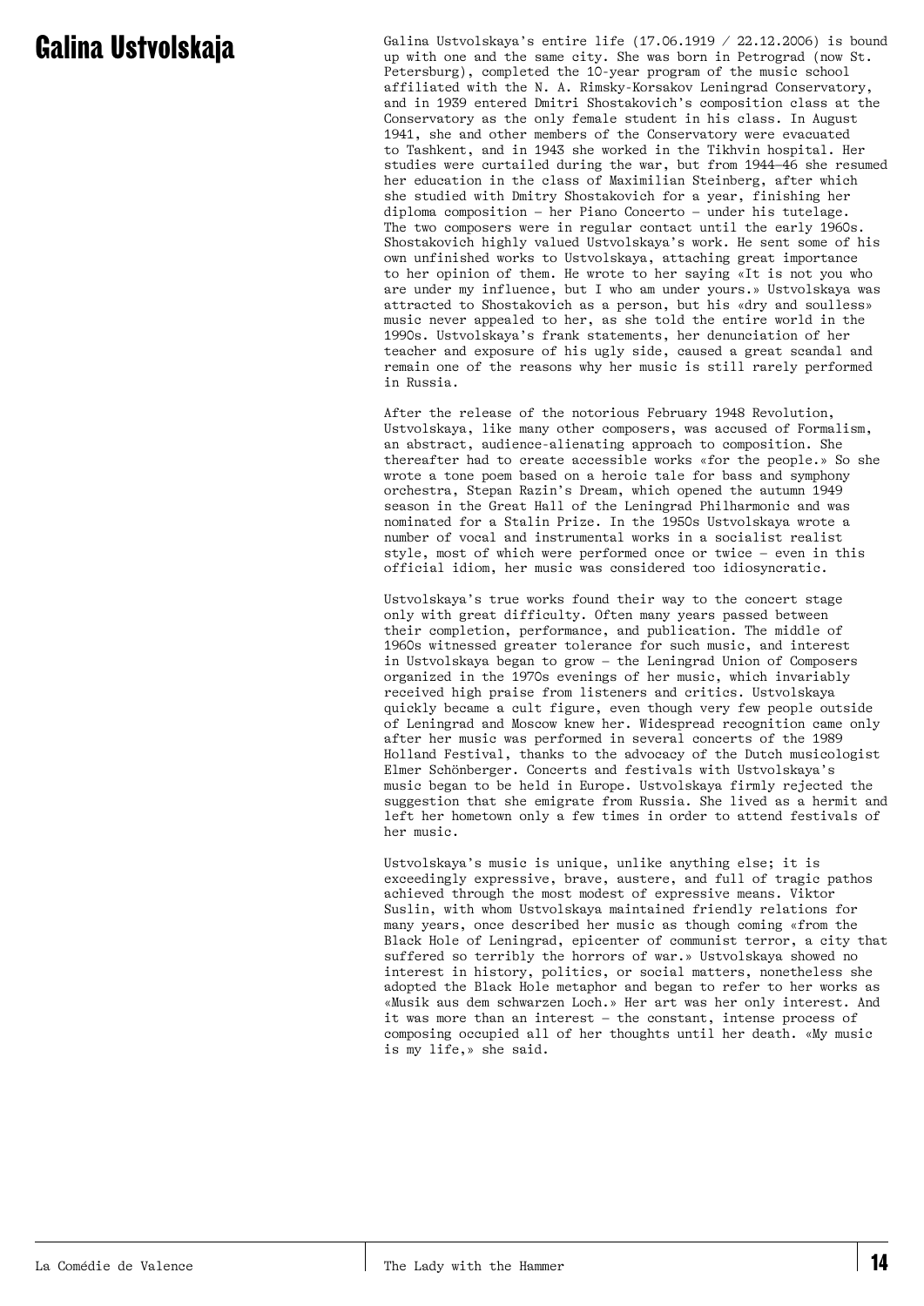# Galina Ustvolskaja

Galina Ustvolskaya's entire life (17.06.1919 / 22.12.2006) is bound up with one and the same city. She was born in Petrograd (now St. Petersburg), completed the 10-year program of the music school affiliated with the N. A. Rimsky-Korsakov Leningrad Conservatory, and in 1939 entered Dmitri Shostakovich's composition class at the Conservatory as the only female student in his class. In August 1941, she and other members of the Conservatory were evacuated to Tashkent, and in 1943 she worked in the Tikhvin hospital. Her studies were curtailed during the war, but from 1944–46 she resumed her education in the class of Maximilian Steinberg, after which she studied with Dmitry Shostakovich for a year, finishing her diploma composition – her Piano Concerto – under his tutelage. The two composers were in regular contact until the early 1960s. Shostakovich highly valued Ustvolskaya's work. He sent some of his own unfinished works to Ustvolskaya, attaching great importance to her opinion of them. He wrote to her saying «It is not you who are under my influence, but I who am under yours.» Ustvolskaya was attracted to Shostakovich as a person, but his «dry and soulless» music never appealed to her, as she told the entire world in the 1990s. Ustvolskaya's frank statements, her denunciation of her teacher and exposure of his ugly side, caused a great scandal and remain one of the reasons why her music is still rarely performed in Russia.

After the release of the notorious February 1948 Revolution, Ustvolskaya, like many other composers, was accused of Formalism, an abstract, audience-alienating approach to composition. She thereafter had to create accessible works «for the people.» So she wrote a tone poem based on a heroic tale for bass and symphony orchestra, Stepan Razin's Dream, which opened the autumn 1949 season in the Great Hall of the Leningrad Philharmonic and was nominated for a Stalin Prize. In the 1950s Ustvolskaya wrote a number of vocal and instrumental works in a socialist realist style, most of which were performed once or twice – even in this official idiom, her music was considered too idiosyncratic.

Ustvolskaya's true works found their way to the concert stage only with great difficulty. Often many years passed between their completion, performance, and publication. The middle of 1960s witnessed greater tolerance for such music, and interest in Ustvolskaya began to grow – the Leningrad Union of Composers organized in the 1970s evenings of her music, which invariably received high praise from listeners and critics. Ustvolskaya quickly became a cult figure, even though very few people outside of Leningrad and Moscow knew her. Widespread recognition came only after her music was performed in several concerts of the 1989 Holland Festival, thanks to the advocacy of the Dutch musicologist Elmer Schönberger. Concerts and festivals with Ustvolskaya's music began to be held in Europe. Ustvolskaya firmly rejected the suggestion that she emigrate from Russia. She lived as a hermit and left her hometown only a few times in order to attend festivals of her music.

Ustvolskaya's music is unique, unlike anything else; it is exceedingly expressive, brave, austere, and full of tragic pathos achieved through the most modest of expressive means. Viktor Suslin, with whom Ustvolskaya maintained friendly relations for many years, once described her music as though coming «from the Black Hole of Leningrad, epicenter of communist terror, a city that suffered so terribly the horrors of war.» Ustvolskaya showed no interest in history, politics, or social matters, nonetheless she adopted the Black Hole metaphor and began to refer to her works as «Musik aus dem schwarzen Loch.» Her art was her only interest. And it was more than an interest – the constant, intense process of composing occupied all of her thoughts until her death. «My music is my life,» she said.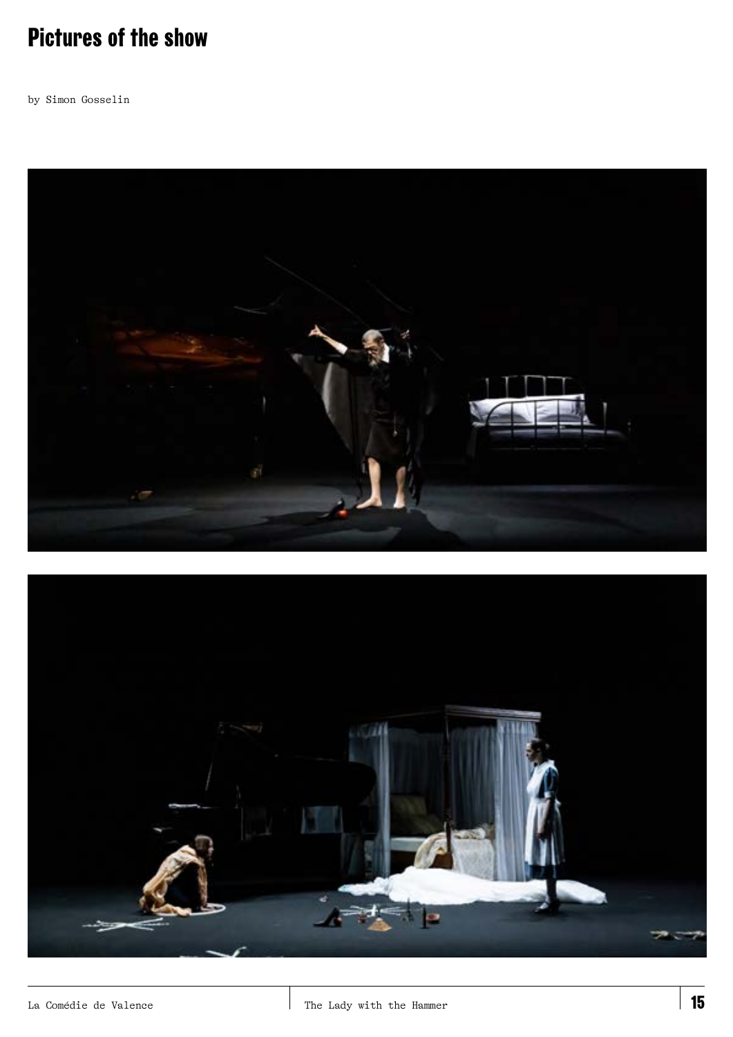# Pictures of the show

by Simon Gosselin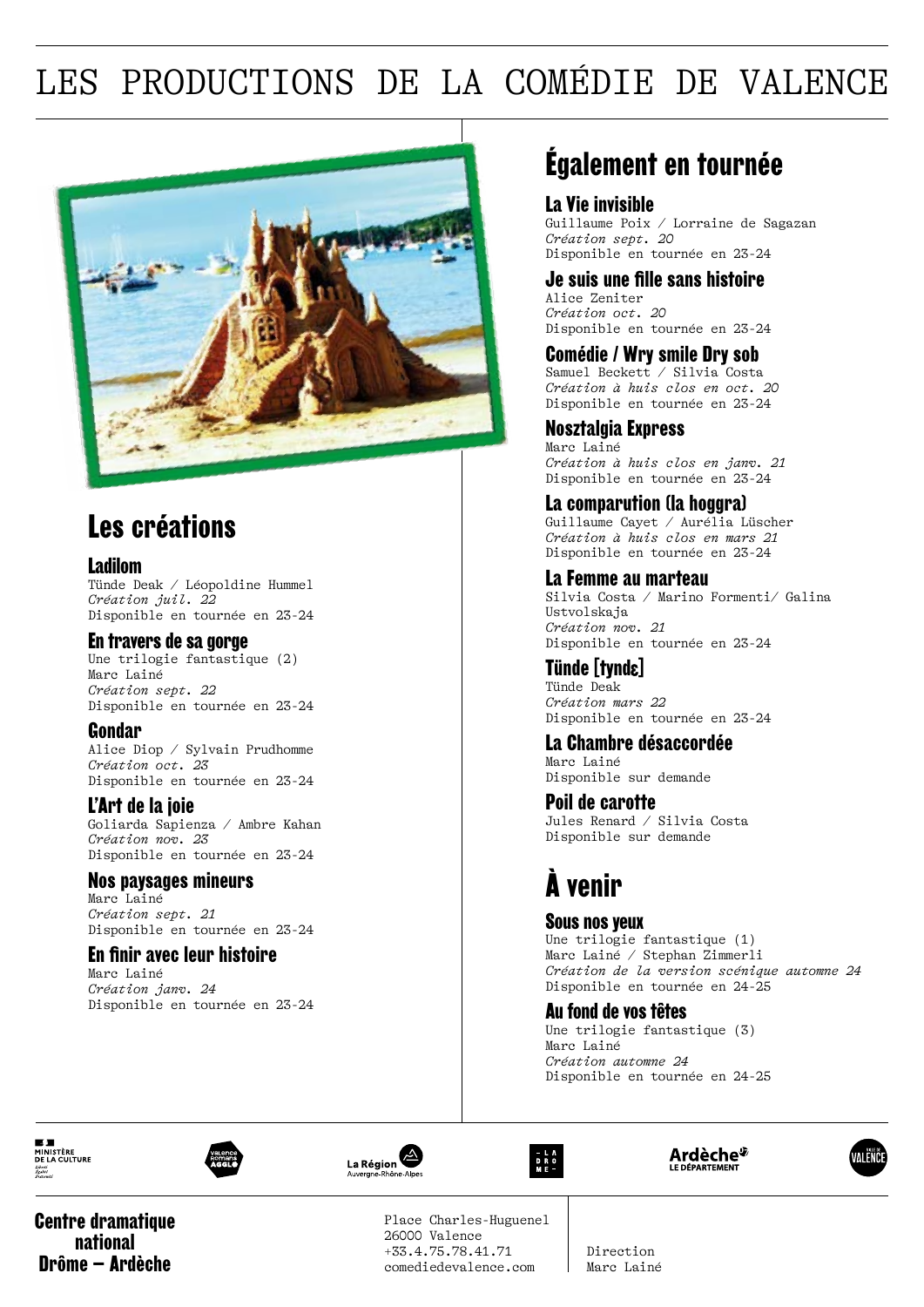# LES PRODUCTIONS DE LA COMÉDIE DE VALENCE

## Les créations

### Ladilom
Tünde Deak / Léopoldine Hummel
*Création juil. 22*
Disponible en tournée en 23-24

### En travers de sa gorge
Une trilogie fantastique (2)
Marc Lainé
*Création sept. 22*
Disponible en tournée en 23-24

### Gondar
Alice Diop / Sylvain Prudhomme
*Création oct. 23*
Disponible en tournée en 23-24

### L'Art de la joie
Goliarda Sapienza / Ambre Kahan
*Création nov. 23*
Disponible en tournée en 23-24

### Nos paysages mineurs
Marc Lainé
*Création sept. 21*
Disponible en tournée en 23-24

### En finir avec leur histoire
Marc Lainé
*Création janv. 24*
Disponible en tournée en 23-24

## Également en tournée

### La Vie invisible
Guillaume Poix / Lorraine de Sagazan
*Création sept. 20*
Disponible en tournée en 23-24

### Je suis une fille sans histoire
Alice Zeniter
*Création oct. 20*
Disponible en tournée en 23-24

### Comédie / Wry smile Dry sob
Samuel Beckett / Silvia Costa
*Création à huis clos en oct. 20*
Disponible en tournée en 23-24

### Nosztalgia Express
Marc Lainé
*Création à huis clos en janv. 21*
Disponible en tournée en 23-24

### La comparution (la hoggra)
Guillaume Cayet / Aurélia Lüscher
*Création à huis clos en mars 21*
Disponible en tournée en 23-24

### La Femme au marteau
Silvia Costa / Marino Formenti/ Galina Ustvolskaja
*Création nov. 21*
Disponible en tournée en 23-24

### Tünde [tyndɛ]
Tünde Deak
*Création mars 22*
Disponible en tournée en 23-24

### La Chambre désaccordée
Marc Lainé
Disponible sur demande

### Poil de carotte
Jules Renard / Silvia Costa
Disponible sur demande

## À venir

### Sous nos yeux
Une trilogie fantastique (1)
Marc Lainé / Stephan Zimmerli
*Création de la version scénique automne 24*
Disponible en tournée en 24-25

### Au fond de vos têtes
Une trilogie fantastique (3)
Marc Lainé
*Création automne 24*
Disponible en tournée en 24-25

**Centre dramatique national Drôme – Ardèche**

Place Charles-Huguenel
26000 Valence
+33.4.75.78.41.71
comediedevalence.com

Direction
Marc Lainé